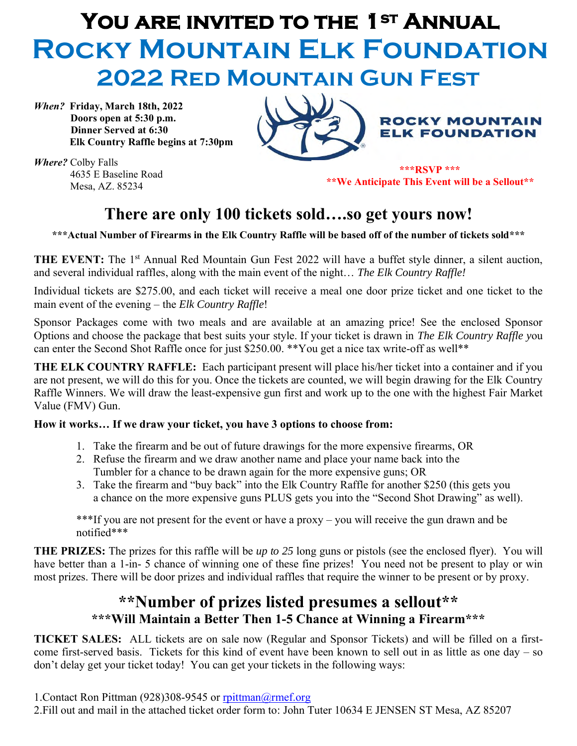# YOU ARE INVITED TO THE 1ST ANNUAL
# ROCKY MOUNTAIN ELK FOUNDATION
## 2022 RED MOUNTAIN GUN FEST

***When?*** **Friday, March 18th, 2022**
**Doors open at 5:30 p.m.**
**Dinner Served at 6:30**
**Elk Country Raffle begins at 7:30pm**

***Where?*** Colby Falls
4635 E Baseline Road
Mesa, AZ. 85234

ROCKY MOUNTAIN ELK FOUNDATION

**\*\*\*RSVP \*\*\***
**\*\*We Anticipate This Event will be a Sellout\*\***

## There are only 100 tickets sold….so get yours now!

**\*\*\*Actual Number of Firearms in the Elk Country Raffle will be based off of the number of tickets sold\*\*\***

**THE EVENT:** The 1st Annual Red Mountain Gun Fest 2022 will have a buffet style dinner, a silent auction, and several individual raffles, along with the main event of the night… *The Elk Country Raffle!*

Individual tickets are $275.00, and each ticket will receive a meal one door prize ticket and one ticket to the main event of the evening – the *Elk Country Raffle*!

Sponsor Packages come with two meals and are available at an amazing price! See the enclosed Sponsor Options and choose the package that best suits your style. If your ticket is drawn in *The Elk Country Raffle* you can enter the Second Shot Raffle once for just $250.00. \*\*You get a nice tax write-off as well\*\*

**THE ELK COUNTRY RAFFLE:** Each participant present will place his/her ticket into a container and if you are not present, we will do this for you. Once the tickets are counted, we will begin drawing for the Elk Country Raffle Winners. We will draw the least-expensive gun first and work up to the one with the highest Fair Market Value (FMV) Gun.

**How it works… If we draw your ticket, you have 3 options to choose from:**

1. Take the firearm and be out of future drawings for the more expensive firearms, OR
2. Refuse the firearm and we draw another name and place your name back into the Tumbler for a chance to be drawn again for the more expensive guns; OR
3. Take the firearm and "buy back" into the Elk Country Raffle for another $250 (this gets you a chance on the more expensive guns PLUS gets you into the "Second Shot Drawing" as well).

\*\*\*If you are not present for the event or have a proxy – you will receive the gun drawn and be notified\*\*\*

**THE PRIZES:** The prizes for this raffle will be *up to 25* long guns or pistols (see the enclosed flyer). You will have better than a 1-in- 5 chance of winning one of these fine prizes! You need not be present to play or win most prizes. There will be door prizes and individual raffles that require the winner to be present or by proxy.

## \*\*Number of prizes listed presumes a sellout\*\*
### \*\*\*Will Maintain a Better Then 1-5 Chance at Winning a Firearm\*\*\*

**TICKET SALES:** ALL tickets are on sale now (Regular and Sponsor Tickets) and will be filled on a first-come first-served basis. Tickets for this kind of event have been known to sell out in as little as one day – so don't delay get your ticket today! You can get your tickets in the following ways:

1.Contact Ron Pittman (928)308-9545 or rpittman@rmef.org
2.Fill out and mail in the attached ticket order form to: John Tuter 10634 E JENSEN ST Mesa, AZ 85207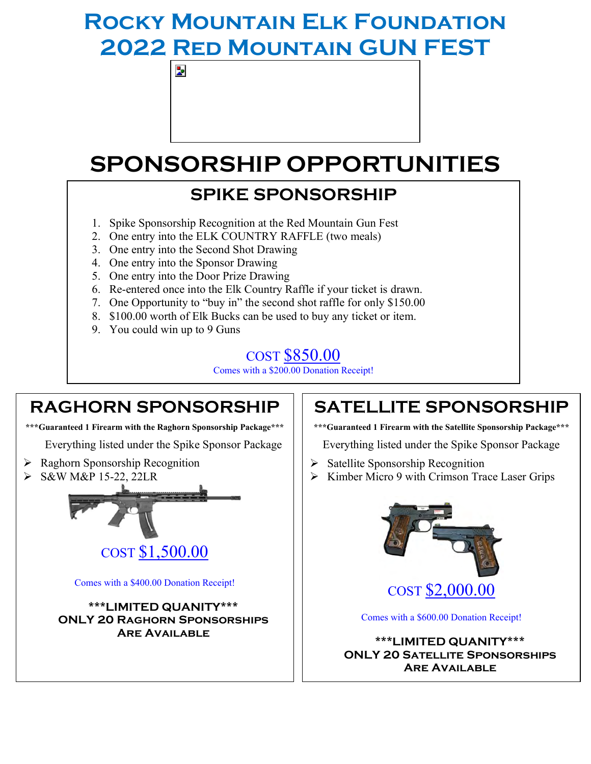# ROCKY MOUNTAIN ELK FOUNDATION
# 2022 RED MOUNTAIN GUN FEST

# SPONSORSHIP OPPORTUNITIES

## SPIKE SPONSORSHIP

1. Spike Sponsorship Recognition at the Red Mountain Gun Fest
2. One entry into the ELK COUNTRY RAFFLE (two meals)
3. One entry into the Second Shot Drawing
4. One entry into the Sponsor Drawing
5. One entry into the Door Prize Drawing
6. Re-entered once into the Elk Country Raffle if your ticket is drawn.
7. One Opportunity to "buy in" the second shot raffle for only $150.00
8. $100.00 worth of Elk Bucks can be used to buy any ticket or item.
9. You could win up to 9 Guns

COST $850.00

Comes with a $200.00 Donation Receipt!

## RAGHORN SPONSORSHIP

**\*\*\*Guaranteed 1 Firearm with the Raghorn Sponsorship Package\*\*\***

Everything listed under the Spike Sponsor Package

- Raghorn Sponsorship Recognition
- S&W M&P 15-22, 22LR

COST $1,500.00

Comes with a $400.00 Donation Receipt!

**\*\*\*LIMITED QUANITY\*\*\***
**ONLY 20 RAGHORN SPONSORSHIPS ARE AVAILABLE**

## SATELLITE SPONSORSHIP

**\*\*\*Guaranteed 1 Firearm with the Satellite Sponsorship Package\*\*\***

Everything listed under the Spike Sponsor Package

- Satellite Sponsorship Recognition
- Kimber Micro 9 with Crimson Trace Laser Grips

COST $2,000.00

Comes with a $600.00 Donation Receipt!

**\*\*\*LIMITED QUANITY\*\*\***
**ONLY 20 SATELLITE SPONSORSHIPS ARE AVAILABLE**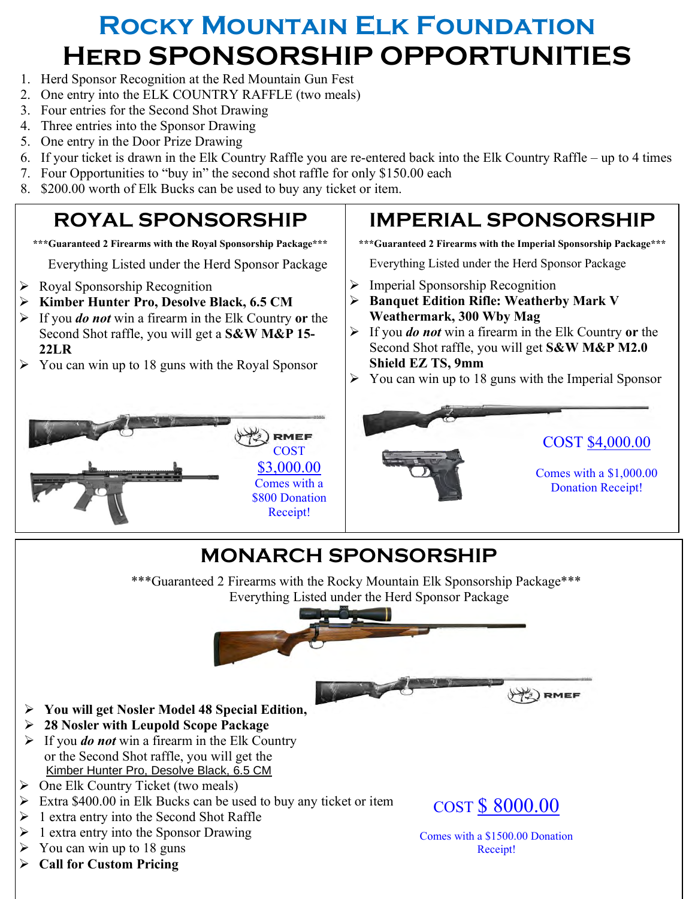# Rocky Mountain Elk Foundation

# Herd SPONSORSHIP OPPORTUNITIES

1. Herd Sponsor Recognition at the Red Mountain Gun Fest
2. One entry into the ELK COUNTRY RAFFLE (two meals)
3. Four entries for the Second Shot Drawing
4. Three entries into the Sponsor Drawing
5. One entry in the Door Prize Drawing
6. If your ticket is drawn in the Elk Country Raffle you are re-entered back into the Elk Country Raffle – up to 4 times
7. Four Opportunities to "buy in" the second shot raffle for only $150.00 each
8. $200.00 worth of Elk Bucks can be used to buy any ticket or item.

## ROYAL SPONSORSHIP

***Guaranteed 2 Firearms with the Royal Sponsorship Package***

Everything Listed under the Herd Sponsor Package

- Royal Sponsorship Recognition
- **Kimber Hunter Pro, Desolve Black, 6.5 CM**
- If you ***do not*** win a firearm in the Elk Country **or** the Second Shot raffle, you will get a **S&W M&P 15-22LR**
- You can win up to 18 guns with the Royal Sponsor

RMEF

COST

$3,000.00

Comes with a $800 Donation Receipt!

## IMPERIAL SPONSORSHIP

***Guaranteed 2 Firearms with the Imperial Sponsorship Package***

Everything Listed under the Herd Sponsor Package

- Imperial Sponsorship Recognition
- **Banquet Edition Rifle: Weatherby Mark V Weathermark, 300 Wby Mag**
- If you ***do not*** win a firearm in the Elk Country **or** the Second Shot raffle, you will get **S&W M&P M2.0 Shield EZ TS, 9mm**
- You can win up to 18 guns with the Imperial Sponsor

COST $4,000.00

Comes with a $1,000.00 Donation Receipt!

## MONARCH SPONSORSHIP

***Guaranteed 2 Firearms with the Rocky Mountain Elk Sponsorship Package***

Everything Listed under the Herd Sponsor Package

RMEF

- **You will get Nosler Model 48 Special Edition,**
- **28 Nosler with Leupold Scope Package**
- If you ***do not*** win a firearm in the Elk Country or the Second Shot raffle, you will get the Kimber Hunter Pro, Desolve Black, 6.5 CM
- One Elk Country Ticket (two meals)
- Extra $400.00 in Elk Bucks can be used to buy any ticket or item
- 1 extra entry into the Second Shot Raffle
- 1 extra entry into the Sponsor Drawing
- You can win up to 18 guns
- **Call for Custom Pricing**

COST $ 8000.00

Comes with a $1500.00 Donation Receipt!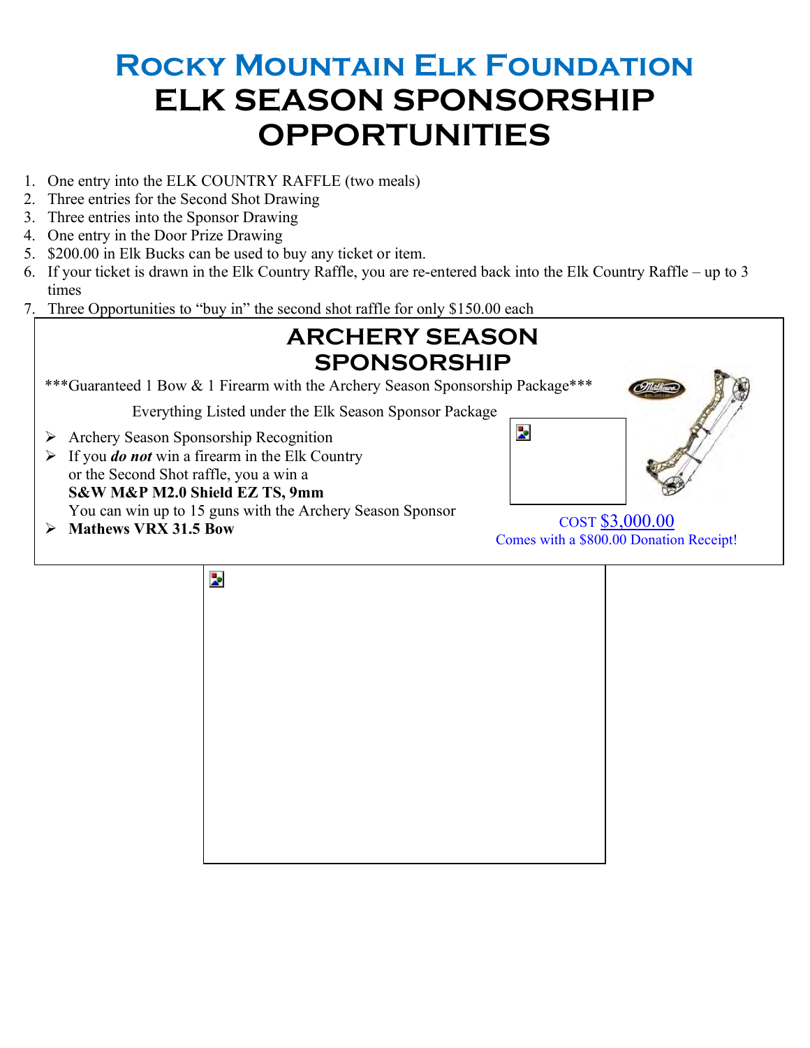# Rocky Mountain Elk Foundation

# ELK SEASON SPONSORSHIP OPPORTUNITIES

1. One entry into the ELK COUNTRY RAFFLE (two meals)
2. Three entries for the Second Shot Drawing
3. Three entries into the Sponsor Drawing
4. One entry in the Door Prize Drawing
5. $200.00 in Elk Bucks can be used to buy any ticket or item.
6. If your ticket is drawn in the Elk Country Raffle, you are re-entered back into the Elk Country Raffle – up to 3 times
7. Three Opportunities to "buy in" the second shot raffle for only $150.00 each

## ARCHERY SEASON SPONSORSHIP

***Guaranteed 1 Bow & 1 Firearm with the Archery Season Sponsorship Package***

Everything Listed under the Elk Season Sponsor Package

- Archery Season Sponsorship Recognition
- If you ***do not*** win a firearm in the Elk Country or the Second Shot raffle, you a win a **S&W M&P M2.0 Shield EZ TS, 9mm**
  You can win up to 15 guns with the Archery Season Sponsor
- **Mathews VRX 31.5 Bow**

COST $3,000.00

Comes with a $800.00 Donation Receipt!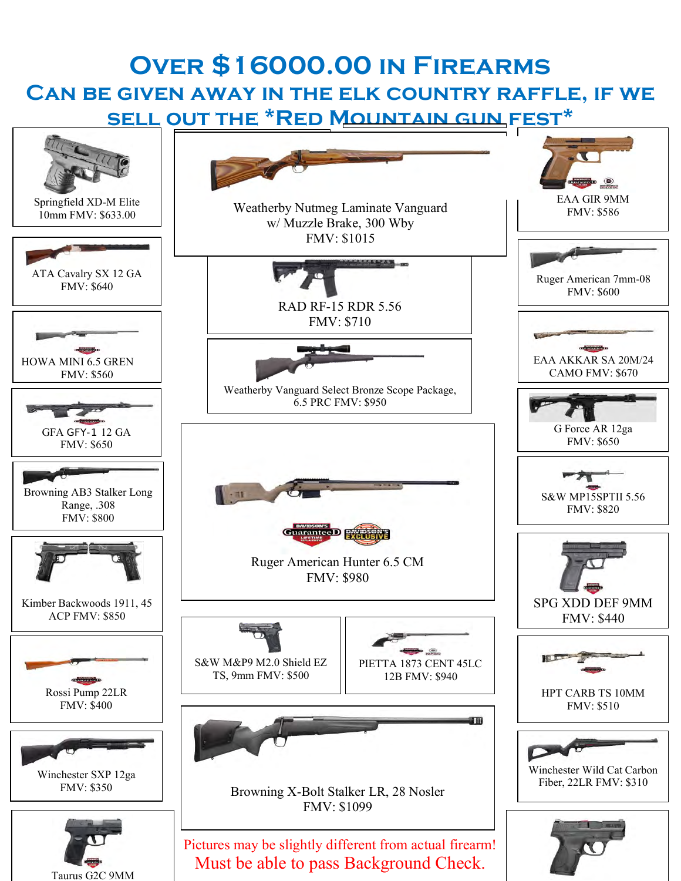# Over $16000.00 in Firearms

## Can be given away in the Elk Country Raffle, if we sell out the *Red Mountain gun fest*

Springfield XD-M Elite 10mm FMV: $633.00

ATA Cavalry SX 12 GA FMV: $640

HOWA MINI 6.5 GREN FMV: $560

GFA GFY-1 12 GA FMV: $650

Browning AB3 Stalker Long Range, .308 FMV: $800

Kimber Backwoods 1911, 45 ACP FMV: $850

Rossi Pump 22LR FMV: $400

Winchester SXP 12ga FMV: $350

Taurus G2C 9MM

Weatherby Nutmeg Laminate Vanguard w/ Muzzle Brake, 300 Wby FMV: $1015

RAD RF-15 RDR 5.56 FMV: $710

Weatherby Vanguard Select Bronze Scope Package, 6.5 PRC FMV: $950

Ruger American Hunter 6.5 CM FMV: $980

S&W M&P9 M2.0 Shield EZ TS, 9mm FMV: $500

PIETTA 1873 CENT 45LC 12B FMV: $940

Browning X-Bolt Stalker LR, 28 Nosler FMV: $1099

EAA GIR 9MM FMV: $586

Ruger American 7mm-08 FMV: $600

EAA AKKAR SA 20M/24 CAMO FMV: $670

G Force AR 12ga FMV: $650

S&W MP15SPTII 5.56 FMV: $820

SPG XDD DEF 9MM FMV: $440

HPT CARB TS 10MM FMV: $510

Winchester Wild Cat Carbon Fiber, 22LR FMV: $310

Pictures may be slightly different from actual firearm!

Must be able to pass Background Check.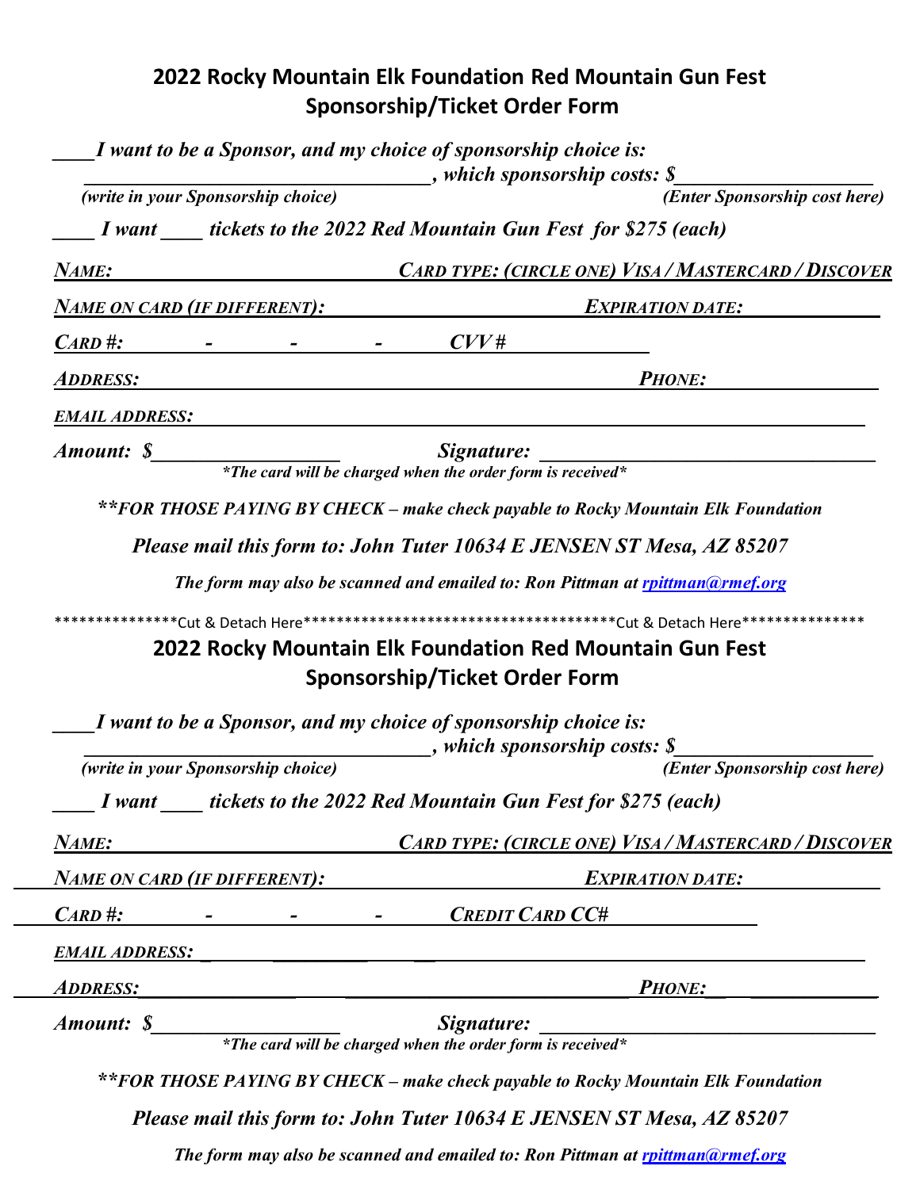## 2022 Rocky Mountain Elk Foundation Red Mountain Gun Fest
## Sponsorship/Ticket Order Form

***____I want to be a Sponsor, and my choice of sponsorship choice is:***

***________________________________, which sponsorship costs: $__________________***

***(write in your Sponsorship choice)*** ***(Enter Sponsorship cost here)***

***____ I want ____ tickets to the 2022 Red Mountain Gun Fest for $275 (each)***

***NAME:*** ***CARD TYPE: (CIRCLE ONE) VISA / MASTERCARD / DISCOVER***

***NAME ON CARD (IF DIFFERENT):*** ***EXPIRATION DATE:***

***CARD #: - - - CVV #***

***ADDRESS:*** ***PHONE:***

***EMAIL ADDRESS:***

***Amount: $_________________*** ***Signature: _______________________________***

****The card will be charged when the order form is received****

***\*\*FOR THOSE PAYING BY CHECK – make check payable to Rocky Mountain Elk Foundation***

***Please mail this form to: John Tuter 10634 E JENSEN ST Mesa, AZ 85207***

***The form may also be scanned and emailed to: Ron Pittman at [rpittman@rmef.org](mailto:rpittman@rmef.org)***

***************Cut & Detach Here*************************************Cut & Detach Here***************

## 2022 Rocky Mountain Elk Foundation Red Mountain Gun Fest
## Sponsorship/Ticket Order Form

***____I want to be a Sponsor, and my choice of sponsorship choice is:***

***________________________________, which sponsorship costs: $__________________***

***(write in your Sponsorship choice)*** ***(Enter Sponsorship cost here)***

***____ I want ____ tickets to the 2022 Red Mountain Gun Fest for $275 (each)***

***NAME:*** ***CARD TYPE: (CIRCLE ONE) VISA / MASTERCARD / DISCOVER***

***NAME ON CARD (IF DIFFERENT):*** ***EXPIRATION DATE:***

***CARD #: - - - CREDIT CARD CC#***

***EMAIL ADDRESS:***

***ADDRESS:*** ***PHONE:***

***Amount: $_________________*** ***Signature: _______________________________***

****The card will be charged when the order form is received****

***\*\*FOR THOSE PAYING BY CHECK – make check payable to Rocky Mountain Elk Foundation***

***Please mail this form to: John Tuter 10634 E JENSEN ST Mesa, AZ 85207***

***The form may also be scanned and emailed to: Ron Pittman at [rpittman@rmef.org](mailto:rpittman@rmef.org)***